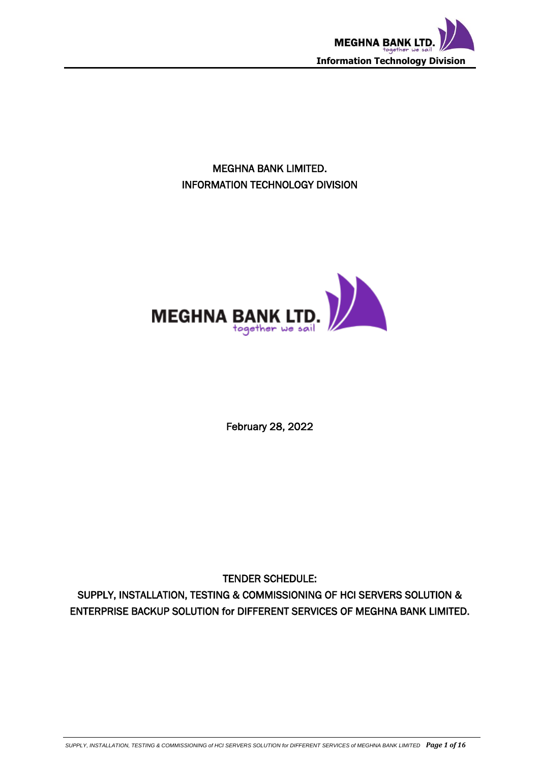MEGHNA BANK LIMITED.
INFORMATION TECHNOLOGY DIVISION

MEGHNA BANK LTD.
together we sail

February 28, 2022

TENDER SCHEDULE:
SUPPLY, INSTALLATION, TESTING & COMMISSIONING OF HCI SERVERS SOLUTION & ENTERPRISE BACKUP SOLUTION for DIFFERENT SERVICES OF MEGHNA BANK LIMITED.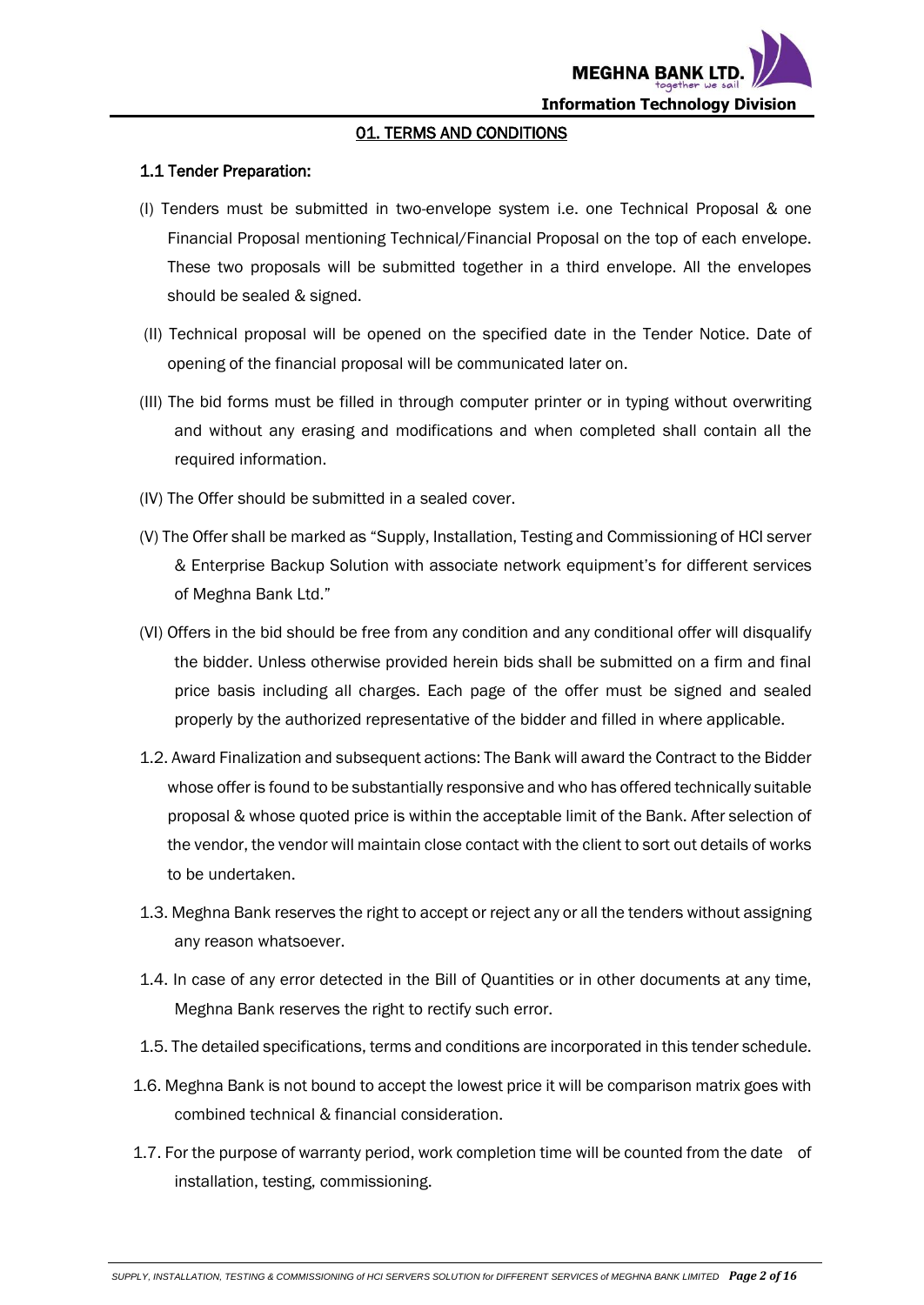## 01. TERMS AND CONDITIONS

### 1.1 Tender Preparation:

(I) Tenders must be submitted in two-envelope system i.e. one Technical Proposal & one Financial Proposal mentioning Technical/Financial Proposal on the top of each envelope. These two proposals will be submitted together in a third envelope. All the envelopes should be sealed & signed.

(II) Technical proposal will be opened on the specified date in the Tender Notice. Date of opening of the financial proposal will be communicated later on.

(III) The bid forms must be filled in through computer printer or in typing without overwriting and without any erasing and modifications and when completed shall contain all the required information.

(IV) The Offer should be submitted in a sealed cover.

(V) The Offer shall be marked as "Supply, Installation, Testing and Commissioning of HCI server & Enterprise Backup Solution with associate network equipment's for different services of Meghna Bank Ltd."

(VI) Offers in the bid should be free from any condition and any conditional offer will disqualify the bidder. Unless otherwise provided herein bids shall be submitted on a firm and final price basis including all charges. Each page of the offer must be signed and sealed properly by the authorized representative of the bidder and filled in where applicable.

1.2. Award Finalization and subsequent actions: The Bank will award the Contract to the Bidder whose offer is found to be substantially responsive and who has offered technically suitable proposal & whose quoted price is within the acceptable limit of the Bank. After selection of the vendor, the vendor will maintain close contact with the client to sort out details of works to be undertaken.

1.3. Meghna Bank reserves the right to accept or reject any or all the tenders without assigning any reason whatsoever.

1.4. In case of any error detected in the Bill of Quantities or in other documents at any time, Meghna Bank reserves the right to rectify such error.

1.5. The detailed specifications, terms and conditions are incorporated in this tender schedule.

1.6. Meghna Bank is not bound to accept the lowest price it will be comparison matrix goes with combined technical & financial consideration.

1.7. For the purpose of warranty period, work completion time will be counted from the date of installation, testing, commissioning.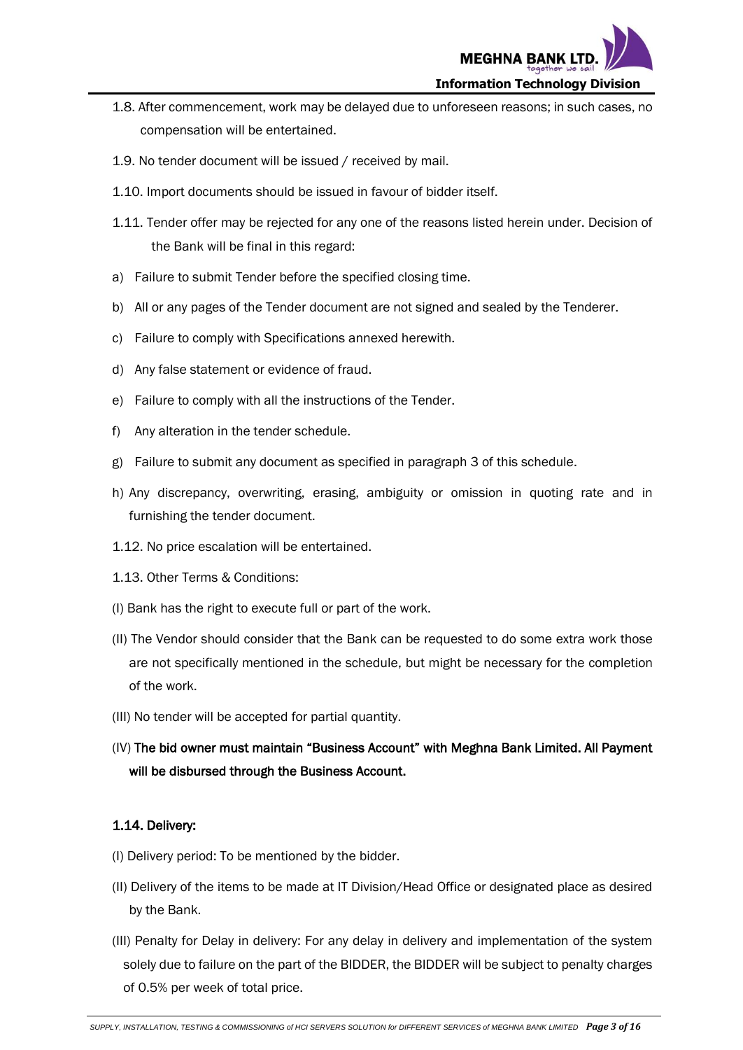1.8. After commencement, work may be delayed due to unforeseen reasons; in such cases, no compensation will be entertained.

1.9. No tender document will be issued / received by mail.

1.10. Import documents should be issued in favour of bidder itself.

1.11. Tender offer may be rejected for any one of the reasons listed herein under. Decision of the Bank will be final in this regard:

a) Failure to submit Tender before the specified closing time.

b) All or any pages of the Tender document are not signed and sealed by the Tenderer.

c) Failure to comply with Specifications annexed herewith.

d) Any false statement or evidence of fraud.

e) Failure to comply with all the instructions of the Tender.

f) Any alteration in the tender schedule.

g) Failure to submit any document as specified in paragraph 3 of this schedule.

h) Any discrepancy, overwriting, erasing, ambiguity or omission in quoting rate and in furnishing the tender document.

1.12. No price escalation will be entertained.

1.13. Other Terms & Conditions:

(I) Bank has the right to execute full or part of the work.

(II) The Vendor should consider that the Bank can be requested to do some extra work those are not specifically mentioned in the schedule, but might be necessary for the completion of the work.

(III) No tender will be accepted for partial quantity.

(IV) **The bid owner must maintain "Business Account" with Meghna Bank Limited. All Payment will be disbursed through the Business Account.**

**1.14. Delivery:**

(I) Delivery period: To be mentioned by the bidder.

(II) Delivery of the items to be made at IT Division/Head Office or designated place as desired by the Bank.

(III) Penalty for Delay in delivery: For any delay in delivery and implementation of the system solely due to failure on the part of the BIDDER, the BIDDER will be subject to penalty charges of 0.5% per week of total price.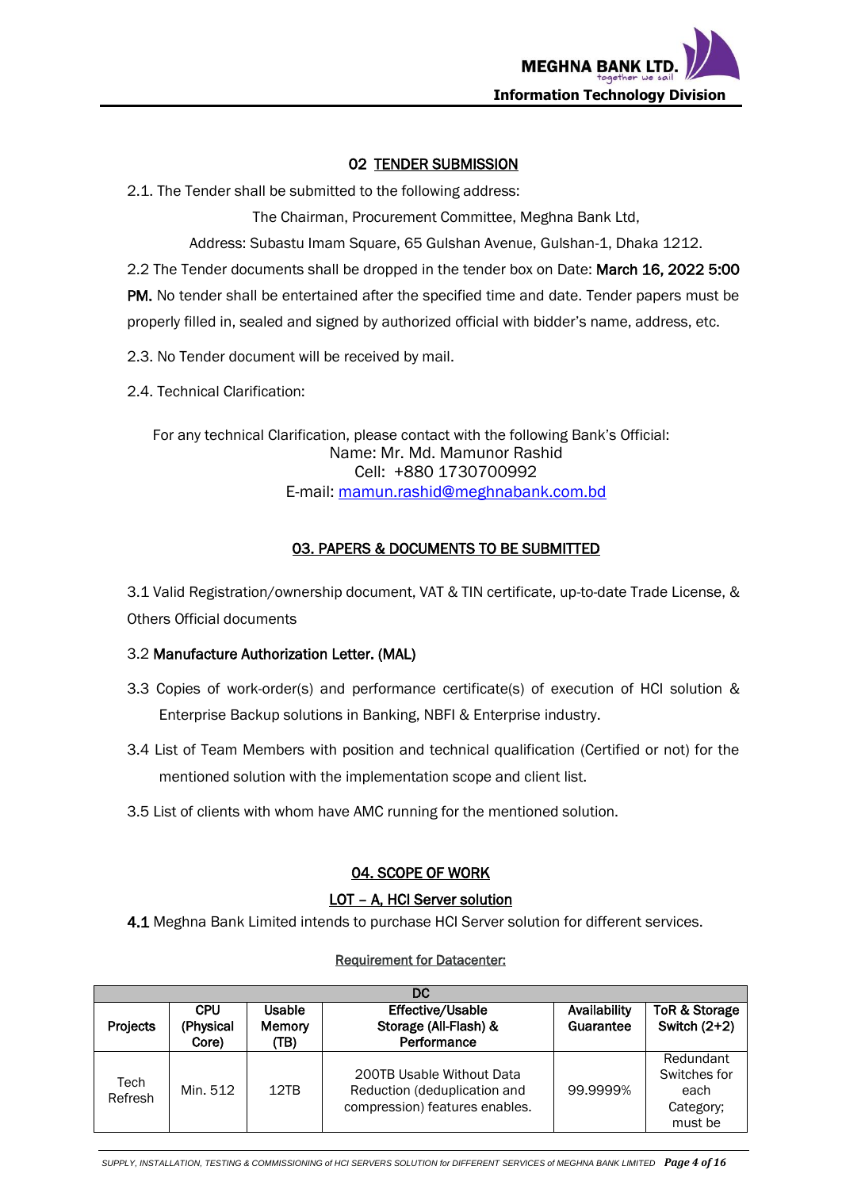## 02 TENDER SUBMISSION

2.1. The Tender shall be submitted to the following address:

The Chairman, Procurement Committee, Meghna Bank Ltd,

Address: Subastu Imam Square, 65 Gulshan Avenue, Gulshan-1, Dhaka 1212.

2.2 The Tender documents shall be dropped in the tender box on Date: **March 16, 2022 5:00 PM.** No tender shall be entertained after the specified time and date. Tender papers must be properly filled in, sealed and signed by authorized official with bidder's name, address, etc.

2.3. No Tender document will be received by mail.

2.4. Technical Clarification:

For any technical Clarification, please contact with the following Bank's Official:

Name: Mr. Md. Mamunor Rashid
Cell: +880 1730700992
E-mail: mamun.rashid@meghnabank.com.bd

## 03. PAPERS & DOCUMENTS TO BE SUBMITTED

3.1 Valid Registration/ownership document, VAT & TIN certificate, up-to-date Trade License, & Others Official documents

3.2 **Manufacture Authorization Letter. (MAL)**

3.3 Copies of work-order(s) and performance certificate(s) of execution of HCI solution & Enterprise Backup solutions in Banking, NBFI & Enterprise industry.

3.4 List of Team Members with position and technical qualification (Certified or not) for the mentioned solution with the implementation scope and client list.

3.5 List of clients with whom have AMC running for the mentioned solution.

## 04. SCOPE OF WORK

### LOT – A, HCI Server solution

**4.1** Meghna Bank Limited intends to purchase HCI Server solution for different services.

Requirement for Datacenter:

| DC | | | | | |
|---|---|---|---|---|---|
| **Projects** | **CPU (Physical Core)** | **Usable Memory (TB)** | **Effective/Usable Storage (All-Flash) & Performance** | **Availability Guarantee** | **ToR & Storage Switch (2+2)** |
| Tech Refresh | Min. 512 | 12TB | 200TB Usable Without Data Reduction (deduplication and compression) features enables. | 99.9999% | Redundant Switches for each Category; must be |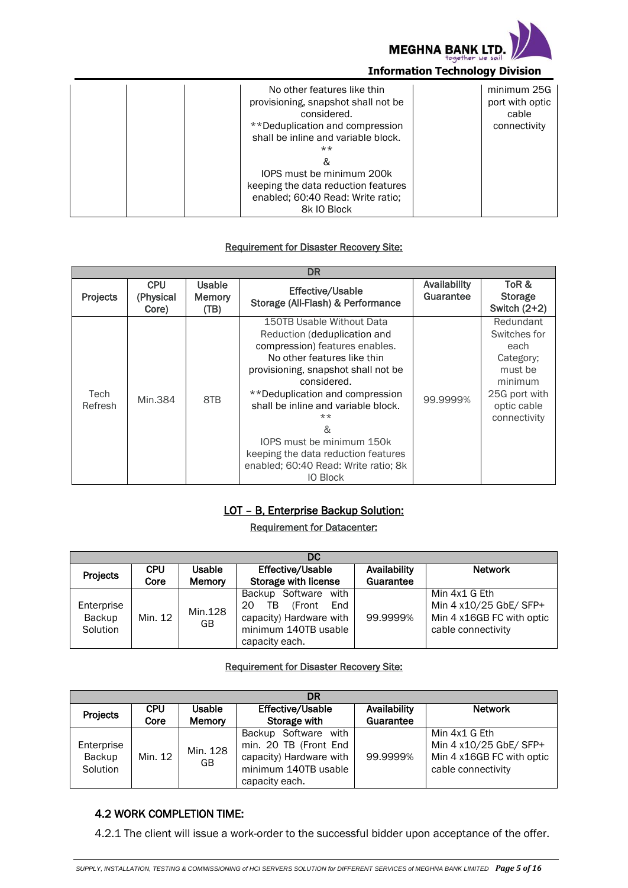| | | | | | |
|---|---|---|---|---|---|
| | | | No other features like thin provisioning, snapshot shall not be considered. **Deduplication and compression shall be inline and variable block. ** & IOPS must be minimum 200k keeping the data reduction features enabled; 60:40 Read: Write ratio; 8k IO Block | | minimum 25G port with optic cable connectivity |

<u>Requirement for Disaster Recovery Site:</u>

| DR | | | | | |
|---|---|---|---|---|---|
| **Projects** | **CPU (Physical Core)** | **Usable Memory (TB)** | **Effective/Usable Storage (All-Flash) & Performance** | **Availability Guarantee** | **ToR & Storage Switch (2+2)** |
| Tech Refresh | Min.384 | 8TB | 150TB Usable Without Data Reduction (deduplication and compression) features enables. No other features like thin provisioning, snapshot shall not be considered. **Deduplication and compression shall be inline and variable block. ** & IOPS must be minimum 150k keeping the data reduction features enabled; 60:40 Read: Write ratio; 8k IO Block | 99.9999% | Redundant Switches for each Category; must be minimum 25G port with optic cable connectivity |

## <u>LOT – B, Enterprise Backup Solution:</u>

<u>Requirement for Datacenter:</u>

| DC | | | | | |
|---|---|---|---|---|---|
| **Projects** | **CPU Core** | **Usable Memory** | **Effective/Usable Storage with license** | **Availability Guarantee** | **Network** |
| Enterprise Backup Solution | Min. 12 | Min.128 GB | Backup Software with 20 TB (Front End capacity) Hardware with minimum 140TB usable capacity each. | 99.9999% | Min 4x1 G Eth<br>Min 4 x10/25 GbE/ SFP+<br>Min 4 x16GB FC with optic cable connectivity |

<u>Requirement for Disaster Recovery Site:</u>

| DR | | | | | |
|---|---|---|---|---|---|
| **Projects** | **CPU Core** | **Usable Memory** | **Effective/Usable Storage with** | **Availability Guarantee** | **Network** |
| Enterprise Backup Solution | Min. 12 | Min. 128 GB | Backup Software with min. 20 TB (Front End capacity) Hardware with minimum 140TB usable capacity each. | 99.9999% | Min 4x1 G Eth<br>Min 4 x10/25 GbE/ SFP+<br>Min 4 x16GB FC with optic cable connectivity |

### 4.2 WORK COMPLETION TIME:

4.2.1 The client will issue a work-order to the successful bidder upon acceptance of the offer.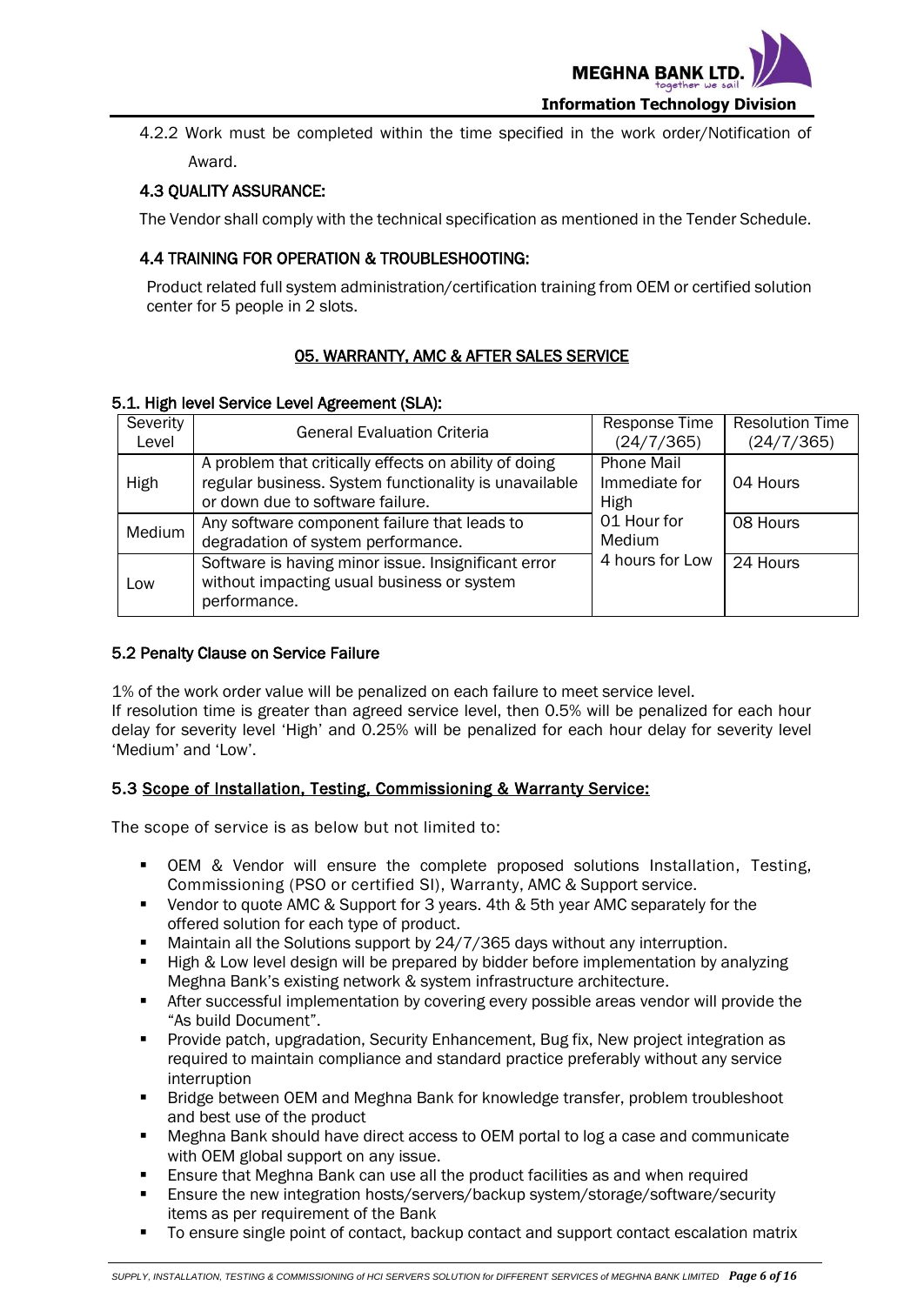4.2.2 Work must be completed within the time specified in the work order/Notification of Award.

### 4.3 QUALITY ASSURANCE:

The Vendor shall comply with the technical specification as mentioned in the Tender Schedule.

### 4.4 TRAINING FOR OPERATION & TROUBLESHOOTING:

Product related full system administration/certification training from OEM or certified solution center for 5 people in 2 slots.

## 05. WARRANTY, AMC & AFTER SALES SERVICE

### 5.1. High level Service Level Agreement (SLA):

| Severity Level | General Evaluation Criteria | Response Time (24/7/365) | Resolution Time (24/7/365) |
|---|---|---|---|
| High | A problem that critically effects on ability of doing regular business. System functionality is unavailable or down due to software failure. | Phone Mail Immediate for High | 04 Hours |
| Medium | Any software component failure that leads to degradation of system performance. | 01 Hour for Medium | 08 Hours |
| Low | Software is having minor issue. Insignificant error without impacting usual business or system performance. | 4 hours for Low | 24 Hours |

### 5.2 Penalty Clause on Service Failure

1% of the work order value will be penalized on each failure to meet service level.
If resolution time is greater than agreed service level, then 0.5% will be penalized for each hour delay for severity level 'High' and 0.25% will be penalized for each hour delay for severity level 'Medium' and 'Low'.

### 5.3 Scope of Installation, Testing, Commissioning & Warranty Service:

The scope of service is as below but not limited to:

- OEM & Vendor will ensure the complete proposed solutions Installation, Testing, Commissioning (PSO or certified SI), Warranty, AMC & Support service.
- Vendor to quote AMC & Support for 3 years. 4th & 5th year AMC separately for the offered solution for each type of product.
- Maintain all the Solutions support by 24/7/365 days without any interruption.
- High & Low level design will be prepared by bidder before implementation by analyzing Meghna Bank's existing network & system infrastructure architecture.
- After successful implementation by covering every possible areas vendor will provide the "As build Document".
- Provide patch, upgradation, Security Enhancement, Bug fix, New project integration as required to maintain compliance and standard practice preferably without any service interruption
- Bridge between OEM and Meghna Bank for knowledge transfer, problem troubleshoot and best use of the product
- Meghna Bank should have direct access to OEM portal to log a case and communicate with OEM global support on any issue.
- Ensure that Meghna Bank can use all the product facilities as and when required
- Ensure the new integration hosts/servers/backup system/storage/software/security items as per requirement of the Bank
- To ensure single point of contact, backup contact and support contact escalation matrix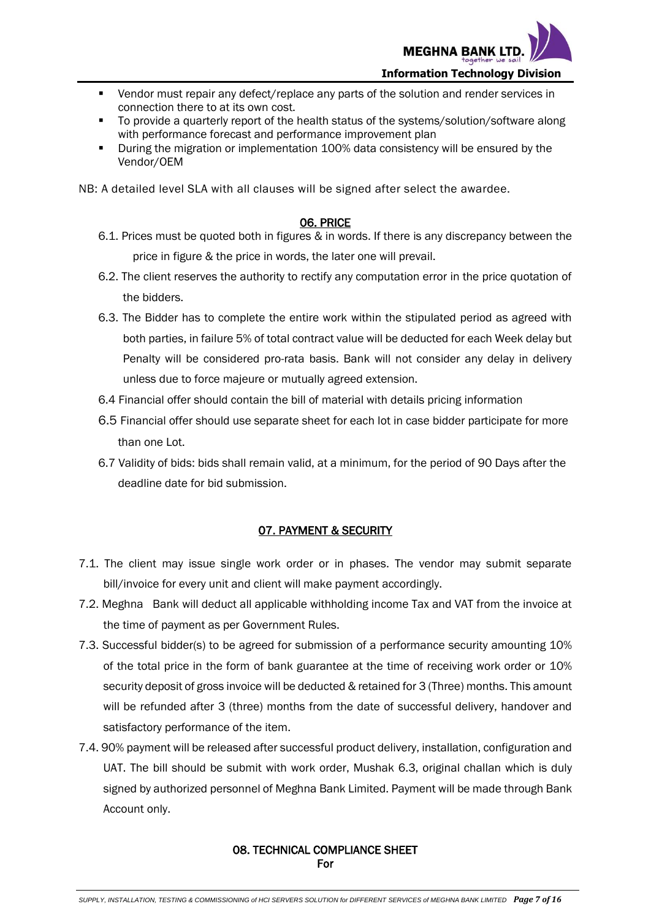- Vendor must repair any defect/replace any parts of the solution and render services in connection there to at its own cost.
- To provide a quarterly report of the health status of the systems/solution/software along with performance forecast and performance improvement plan
- During the migration or implementation 100% data consistency will be ensured by the Vendor/OEM

NB: A detailed level SLA with all clauses will be signed after select the awardee.

## 06. PRICE

6.1. Prices must be quoted both in figures & in words. If there is any discrepancy between the price in figure & the price in words, the later one will prevail.

6.2. The client reserves the authority to rectify any computation error in the price quotation of the bidders.

6.3. The Bidder has to complete the entire work within the stipulated period as agreed with both parties, in failure 5% of total contract value will be deducted for each Week delay but Penalty will be considered pro-rata basis. Bank will not consider any delay in delivery unless due to force majeure or mutually agreed extension.

6.4 Financial offer should contain the bill of material with details pricing information

6.5 Financial offer should use separate sheet for each lot in case bidder participate for more than one Lot.

6.7 Validity of bids: bids shall remain valid, at a minimum, for the period of 90 Days after the deadline date for bid submission.

## 07. PAYMENT & SECURITY

7.1. The client may issue single work order or in phases. The vendor may submit separate bill/invoice for every unit and client will make payment accordingly.

7.2. Meghna Bank will deduct all applicable withholding income Tax and VAT from the invoice at the time of payment as per Government Rules.

7.3. Successful bidder(s) to be agreed for submission of a performance security amounting 10% of the total price in the form of bank guarantee at the time of receiving work order or 10% security deposit of gross invoice will be deducted & retained for 3 (Three) months. This amount will be refunded after 3 (three) months from the date of successful delivery, handover and satisfactory performance of the item.

7.4. 90% payment will be released after successful product delivery, installation, configuration and UAT. The bill should be submit with work order, Mushak 6.3, original challan which is duly signed by authorized personnel of Meghna Bank Limited. Payment will be made through Bank Account only.

## 08. TECHNICAL COMPLIANCE SHEET

For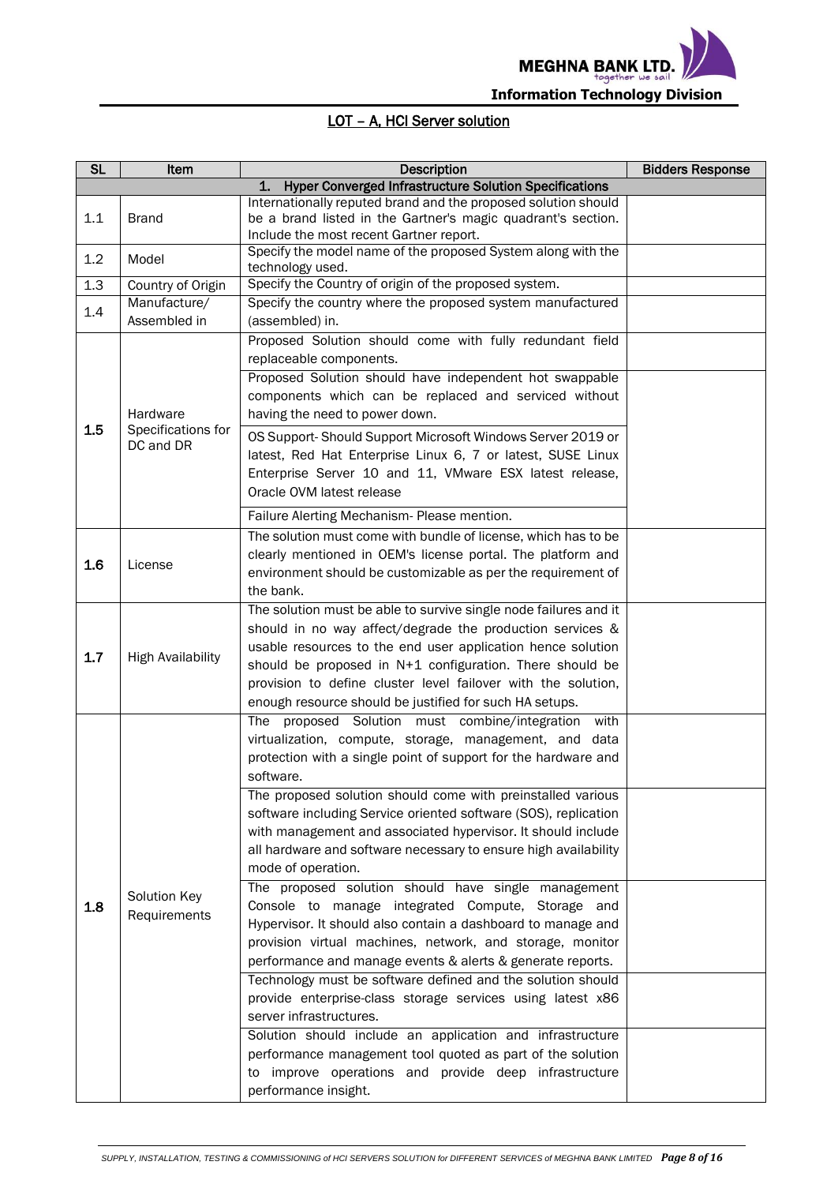## LOT – A, HCI Server solution

| SL | Item | Description | Bidders Response |
|---|---|---|---|
| | | **1. Hyper Converged Infrastructure Solution Specifications** | |
| 1.1 | Brand | Internationally reputed brand and the proposed solution should be a brand listed in the Gartner's magic quadrant's section. Include the most recent Gartner report. | |
| 1.2 | Model | Specify the model name of the proposed System along with the technology used. | |
| 1.3 | Country of Origin | Specify the Country of origin of the proposed system. | |
| 1.4 | Manufacture/ Assembled in | Specify the country where the proposed system manufactured (assembled) in. | |
| **1.5** | Hardware Specifications for DC and DR | Proposed Solution should come with fully redundant field replaceable components. | |
| | | Proposed Solution should have independent hot swappable components which can be replaced and serviced without having the need to power down. | |
| | | OS Support- Should Support Microsoft Windows Server 2019 or latest, Red Hat Enterprise Linux 6, 7 or latest, SUSE Linux Enterprise Server 10 and 11, VMware ESX latest release, Oracle OVM latest release | |
| | | Failure Alerting Mechanism- Please mention. | |
| **1.6** | License | The solution must come with bundle of license, which has to be clearly mentioned in OEM's license portal. The platform and environment should be customizable as per the requirement of the bank. | |
| **1.7** | High Availability | The solution must be able to survive single node failures and it should in no way affect/degrade the production services & usable resources to the end user application hence solution should be proposed in N+1 configuration. There should be provision to define cluster level failover with the solution, enough resource should be justified for such HA setups. | |
| **1.8** | Solution Key Requirements | The proposed Solution must combine/integration with virtualization, compute, storage, management, and data protection with a single point of support for the hardware and software. | |
| | | The proposed solution should come with preinstalled various software including Service oriented software (SOS), replication with management and associated hypervisor. It should include all hardware and software necessary to ensure high availability mode of operation. | |
| | | The proposed solution should have single management Console to manage integrated Compute, Storage and Hypervisor. It should also contain a dashboard to manage and provision virtual machines, network, and storage, monitor performance and manage events & alerts & generate reports. | |
| | | Technology must be software defined and the solution should provide enterprise-class storage services using latest x86 server infrastructures. | |
| | | Solution should include an application and infrastructure performance management tool quoted as part of the solution to improve operations and provide deep infrastructure performance insight. | |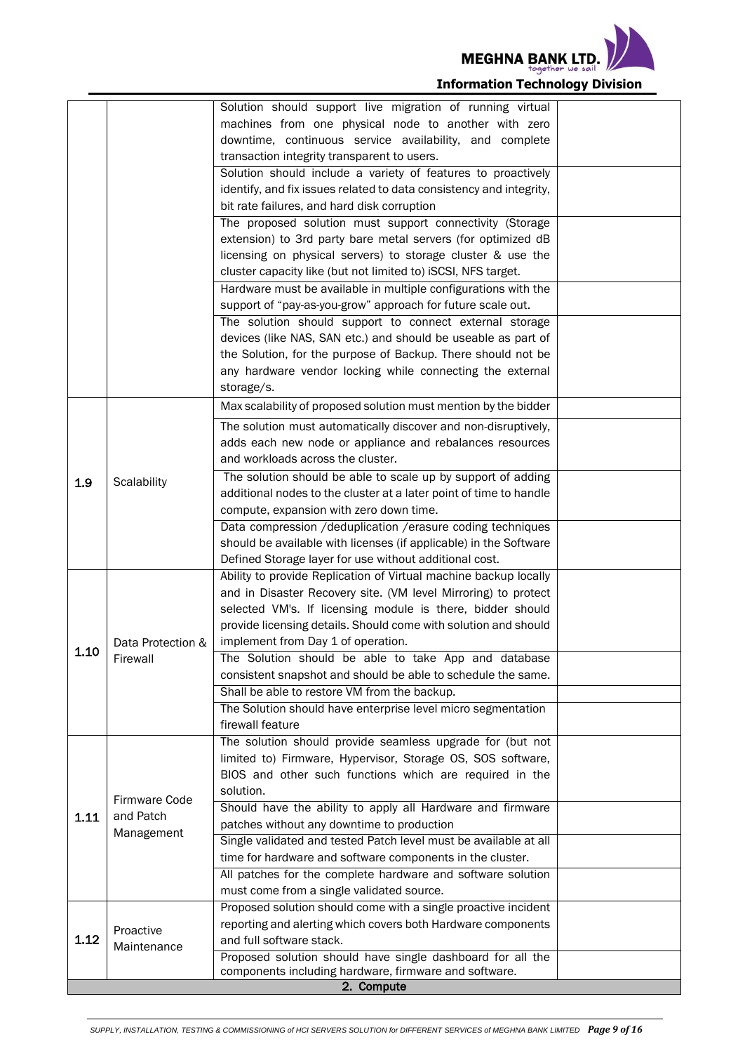| | | | |
|---|---|---|---|
| | | Solution should support live migration of running virtual machines from one physical node to another with zero downtime, continuous service availability, and complete transaction integrity transparent to users. | |
| | | Solution should include a variety of features to proactively identify, and fix issues related to data consistency and integrity, bit rate failures, and hard disk corruption | |
| | | The proposed solution must support connectivity (Storage extension) to 3rd party bare metal servers (for optimized dB licensing on physical servers) to storage cluster & use the cluster capacity like (but not limited to) iSCSI, NFS target. | |
| | | Hardware must be available in multiple configurations with the support of "pay-as-you-grow" approach for future scale out. | |
| | | The solution should support to connect external storage devices (like NAS, SAN etc.) and should be useable as part of the Solution, for the purpose of Backup. There should not be any hardware vendor locking while connecting the external storage/s. | |
| 1.9 | Scalability | Max scalability of proposed solution must mention by the bidder | |
| | | The solution must automatically discover and non-disruptively, adds each new node or appliance and rebalances resources and workloads across the cluster. | |
| | | The solution should be able to scale up by support of adding additional nodes to the cluster at a later point of time to handle compute, expansion with zero down time. | |
| | | Data compression /deduplication /erasure coding techniques should be available with licenses (if applicable) in the Software Defined Storage layer for use without additional cost. | |
| 1.10 | Data Protection & Firewall | Ability to provide Replication of Virtual machine backup locally and in Disaster Recovery site. (VM level Mirroring) to protect selected VM's. If licensing module is there, bidder should provide licensing details. Should come with solution and should implement from Day 1 of operation. | |
| | | The Solution should be able to take App and database consistent snapshot and should be able to schedule the same. | |
| | | Shall be able to restore VM from the backup. | |
| | | The Solution should have enterprise level micro segmentation firewall feature | |
| 1.11 | Firmware Code and Patch Management | The solution should provide seamless upgrade for (but not limited to) Firmware, Hypervisor, Storage OS, SOS software, BIOS and other such functions which are required in the solution. | |
| | | Should have the ability to apply all Hardware and firmware patches without any downtime to production | |
| | | Single validated and tested Patch level must be available at all time for hardware and software components in the cluster. | |
| | | All patches for the complete hardware and software solution must come from a single validated source. | |
| 1.12 | Proactive Maintenance | Proposed solution should come with a single proactive incident reporting and alerting which covers both Hardware components and full software stack. | |
| | | Proposed solution should have single dashboard for all the components including hardware, firmware and software. | |
| | | **2. Compute** | |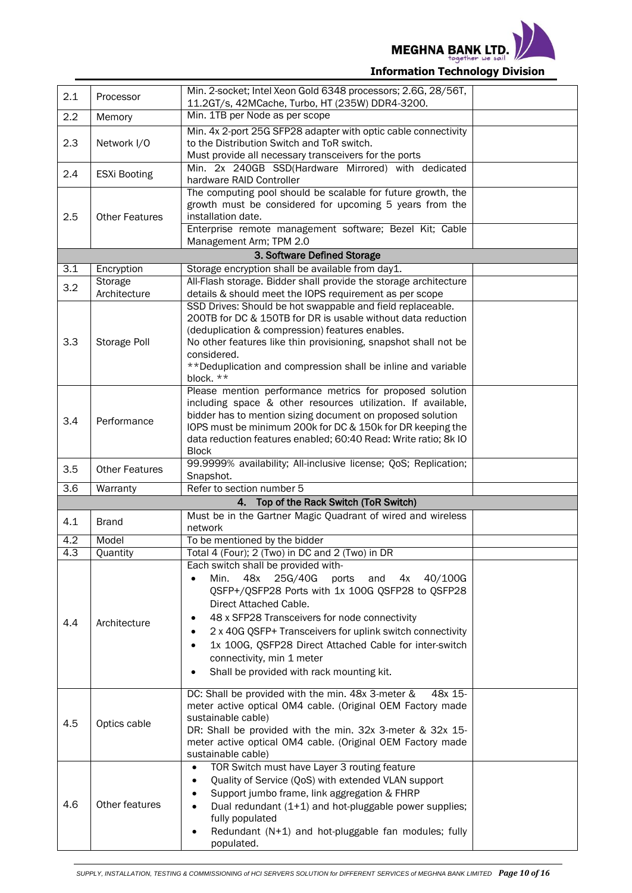| | | | |
|---|---|---|---|
| 2.1 | Processor | Min. 2-socket; Intel Xeon Gold 6348 processors; 2.6G, 28/56T, 11.2GT/s, 42MCache, Turbo, HT (235W) DDR4-3200. | |
| 2.2 | Memory | Min. 1TB per Node as per scope | |
| 2.3 | Network I/O | Min. 4x 2-port 25G SFP28 adapter with optic cable connectivity to the Distribution Switch and ToR switch.<br>Must provide all necessary transceivers for the ports | |
| 2.4 | ESXi Booting | Min. 2x 240GB SSD(Hardware Mirrored) with dedicated hardware RAID Controller | |
| 2.5 | Other Features | The computing pool should be scalable for future growth, the growth must be considered for upcoming 5 years from the installation date. | |
| | | Enterprise remote management software; Bezel Kit; Cable Management Arm; TPM 2.0 | |
| | | **3. Software Defined Storage** | |
| 3.1 | Encryption | Storage encryption shall be available from day1. | |
| 3.2 | Storage Architecture | All-Flash storage. Bidder shall provide the storage architecture details & should meet the IOPS requirement as per scope | |
| 3.3 | Storage Poll | SSD Drives: Should be hot swappable and field replaceable.<br>200TB for DC & 150TB for DR is usable without data reduction (deduplication & compression) features enables.<br>No other features like thin provisioning, snapshot shall not be considered.<br>**Deduplication and compression shall be inline and variable block. ** | |
| 3.4 | Performance | Please mention performance metrics for proposed solution including space & other resources utilization. If available, bidder has to mention sizing document on proposed solution<br>IOPS must be minimum 200k for DC & 150k for DR keeping the data reduction features enabled; 60:40 Read: Write ratio; 8k IO Block | |
| 3.5 | Other Features | 99.9999% availability; All-inclusive license; QoS; Replication; Snapshot. | |
| 3.6 | Warranty | Refer to section number 5 | |
| | | **4. Top of the Rack Switch (ToR Switch)** | |
| 4.1 | Brand | Must be in the Gartner Magic Quadrant of wired and wireless network | |
| 4.2 | Model | To be mentioned by the bidder | |
| 4.3 | Quantity | Total 4 (Four); 2 (Two) in DC and 2 (Two) in DR | |
| 4.4 | Architecture | Each switch shall be provided with-<br>• Min. 48x 25G/40G ports and 4x 40/100G QSFP+/QSFP28 Ports with 1x 100G QSFP28 to QSFP28 Direct Attached Cable.<br>• 48 x SFP28 Transceivers for node connectivity<br>• 2 x 40G QSFP+ Transceivers for uplink switch connectivity<br>• 1x 100G, QSFP28 Direct Attached Cable for inter-switch connectivity, min 1 meter<br>• Shall be provided with rack mounting kit. | |
| 4.5 | Optics cable | DC: Shall be provided with the min. 48x 3-meter & 48x 15-meter active optical OM4 cable. (Original OEM Factory made sustainable cable)<br>DR: Shall be provided with the min. 32x 3-meter & 32x 15-meter active optical OM4 cable. (Original OEM Factory made sustainable cable) | |
| 4.6 | Other features | • TOR Switch must have Layer 3 routing feature<br>• Quality of Service (QoS) with extended VLAN support<br>• Support jumbo frame, link aggregation & FHRP<br>• Dual redundant (1+1) and hot-pluggable power supplies; fully populated<br>• Redundant (N+1) and hot-pluggable fan modules; fully populated. | |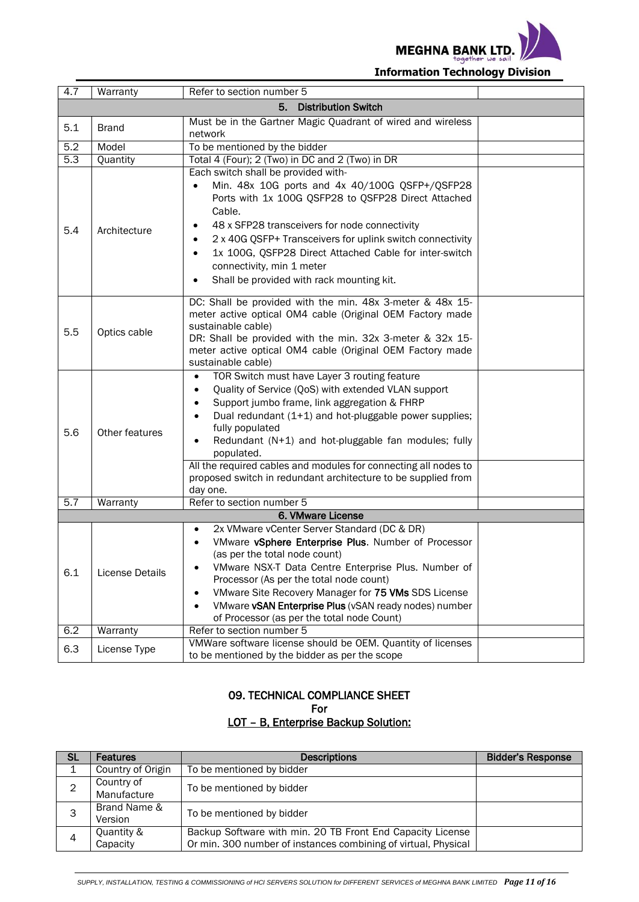| | | | |
|---|---|---|---|
| 4.7 | Warranty | Refer to section number 5 | |
| | | **5. Distribution Switch** | |
| 5.1 | Brand | Must be in the Gartner Magic Quadrant of wired and wireless network | |
| 5.2 | Model | To be mentioned by the bidder | |
| 5.3 | Quantity | Total 4 (Four); 2 (Two) in DC and 2 (Two) in DR | |
| 5.4 | Architecture | Each switch shall be provided with-<br>• Min. 48x 10G ports and 4x 40/100G QSFP+/QSFP28 Ports with 1x 100G QSFP28 to QSFP28 Direct Attached Cable.<br>• 48 x SFP28 transceivers for node connectivity<br>• 2 x 40G QSFP+ Transceivers for uplink switch connectivity<br>• 1x 100G, QSFP28 Direct Attached Cable for inter-switch connectivity, min 1 meter<br>• Shall be provided with rack mounting kit. | |
| 5.5 | Optics cable | DC: Shall be provided with the min. 48x 3-meter & 48x 15-meter active optical OM4 cable (Original OEM Factory made sustainable cable)<br>DR: Shall be provided with the min. 32x 3-meter & 32x 15-meter active optical OM4 cable (Original OEM Factory made sustainable cable) | |
| 5.6 | Other features | • TOR Switch must have Layer 3 routing feature<br>• Quality of Service (QoS) with extended VLAN support<br>• Support jumbo frame, link aggregation & FHRP<br>• Dual redundant (1+1) and hot-pluggable power supplies; fully populated<br>• Redundant (N+1) and hot-pluggable fan modules; fully populated. | |
| | | All the required cables and modules for connecting all nodes to proposed switch in redundant architecture to be supplied from day one. | |
| 5.7 | Warranty | Refer to section number 5 | |
| | | **6. VMware License** | |
| 6.1 | License Details | • 2x VMware vCenter Server Standard (DC & DR)<br>• VMware **vSphere Enterprise Plus**. Number of Processor (as per the total node count)<br>• VMware NSX-T Data Centre Enterprise Plus. Number of Processor (As per the total node count)<br>• VMware Site Recovery Manager for **75 VMs** SDS License<br>• VMware **vSAN Enterprise Plus** (vSAN ready nodes) number of Processor (as per the total node Count) | |
| 6.2 | Warranty | Refer to section number 5 | |
| 6.3 | License Type | VMWare software license should be OEM. Quantity of licenses to be mentioned by the bidder as per the scope | |

## 09. TECHNICAL COMPLIANCE SHEET
## For
## LOT – B, Enterprise Backup Solution:

| SL | Features | Descriptions | Bidder's Response |
|---|---|---|---|
| 1 | Country of Origin | To be mentioned by bidder | |
| 2 | Country of Manufacture | To be mentioned by bidder | |
| 3 | Brand Name & Version | To be mentioned by bidder | |
| 4 | Quantity & Capacity | Backup Software with min. 20 TB Front End Capacity License Or min. 300 number of instances combining of virtual, Physical | |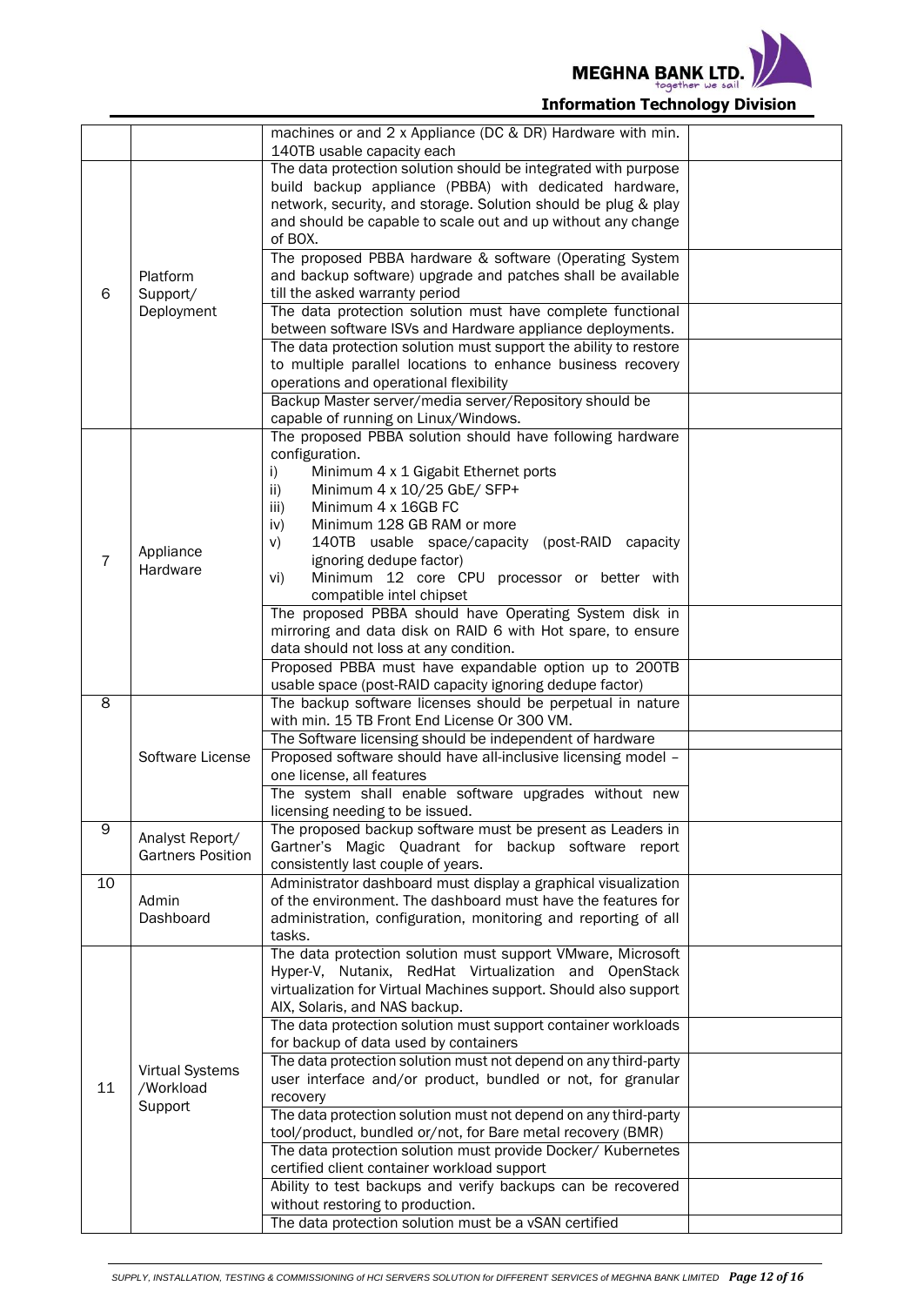| | | | |
|---|---|---|---|
| | | machines or and 2 x Appliance (DC & DR) Hardware with min. 140TB usable capacity each | |
| 6 | Platform Support/ Deployment | The data protection solution should be integrated with purpose build backup appliance (PBBA) with dedicated hardware, network, security, and storage. Solution should be plug & play and should be capable to scale out and up without any change of BOX. | |
| | | The proposed PBBA hardware & software (Operating System and backup software) upgrade and patches shall be available till the asked warranty period | |
| | | The data protection solution must have complete functional between software ISVs and Hardware appliance deployments. | |
| | | The data protection solution must support the ability to restore to multiple parallel locations to enhance business recovery operations and operational flexibility | |
| | | Backup Master server/media server/Repository should be capable of running on Linux/Windows. | |
| 7 | Appliance Hardware | The proposed PBBA solution should have following hardware configuration.<br>i) Minimum 4 x 1 Gigabit Ethernet ports<br>ii) Minimum 4 x 10/25 GbE/ SFP+<br>iii) Minimum 4 x 16GB FC<br>iv) Minimum 128 GB RAM or more<br>v) 140TB usable space/capacity (post-RAID capacity ignoring dedupe factor)<br>vi) Minimum 12 core CPU processor or better with compatible intel chipset | |
| | | The proposed PBBA should have Operating System disk in mirroring and data disk on RAID 6 with Hot spare, to ensure data should not loss at any condition. | |
| | | Proposed PBBA must have expandable option up to 200TB usable space (post-RAID capacity ignoring dedupe factor) | |
| 8 | Software License | The backup software licenses should be perpetual in nature with min. 15 TB Front End License Or 300 VM. | |
| | | The Software licensing should be independent of hardware | |
| | | Proposed software should have all-inclusive licensing model – one license, all features | |
| | | The system shall enable software upgrades without new licensing needing to be issued. | |
| 9 | Analyst Report/ Gartners Position | The proposed backup software must be present as Leaders in Gartner's Magic Quadrant for backup software report consistently last couple of years. | |
| 10 | Admin Dashboard | Administrator dashboard must display a graphical visualization of the environment. The dashboard must have the features for administration, configuration, monitoring and reporting of all tasks. | |
| 11 | Virtual Systems /Workload Support | The data protection solution must support VMware, Microsoft Hyper-V, Nutanix, RedHat Virtualization and OpenStack virtualization for Virtual Machines support. Should also support AIX, Solaris, and NAS backup. | |
| | | The data protection solution must support container workloads for backup of data used by containers | |
| | | The data protection solution must not depend on any third-party user interface and/or product, bundled or not, for granular recovery | |
| | | The data protection solution must not depend on any third-party tool/product, bundled or/not, for Bare metal recovery (BMR) | |
| | | The data protection solution must provide Docker/ Kubernetes certified client container workload support | |
| | | Ability to test backups and verify backups can be recovered without restoring to production. | |
| | | The data protection solution must be a vSAN certified | |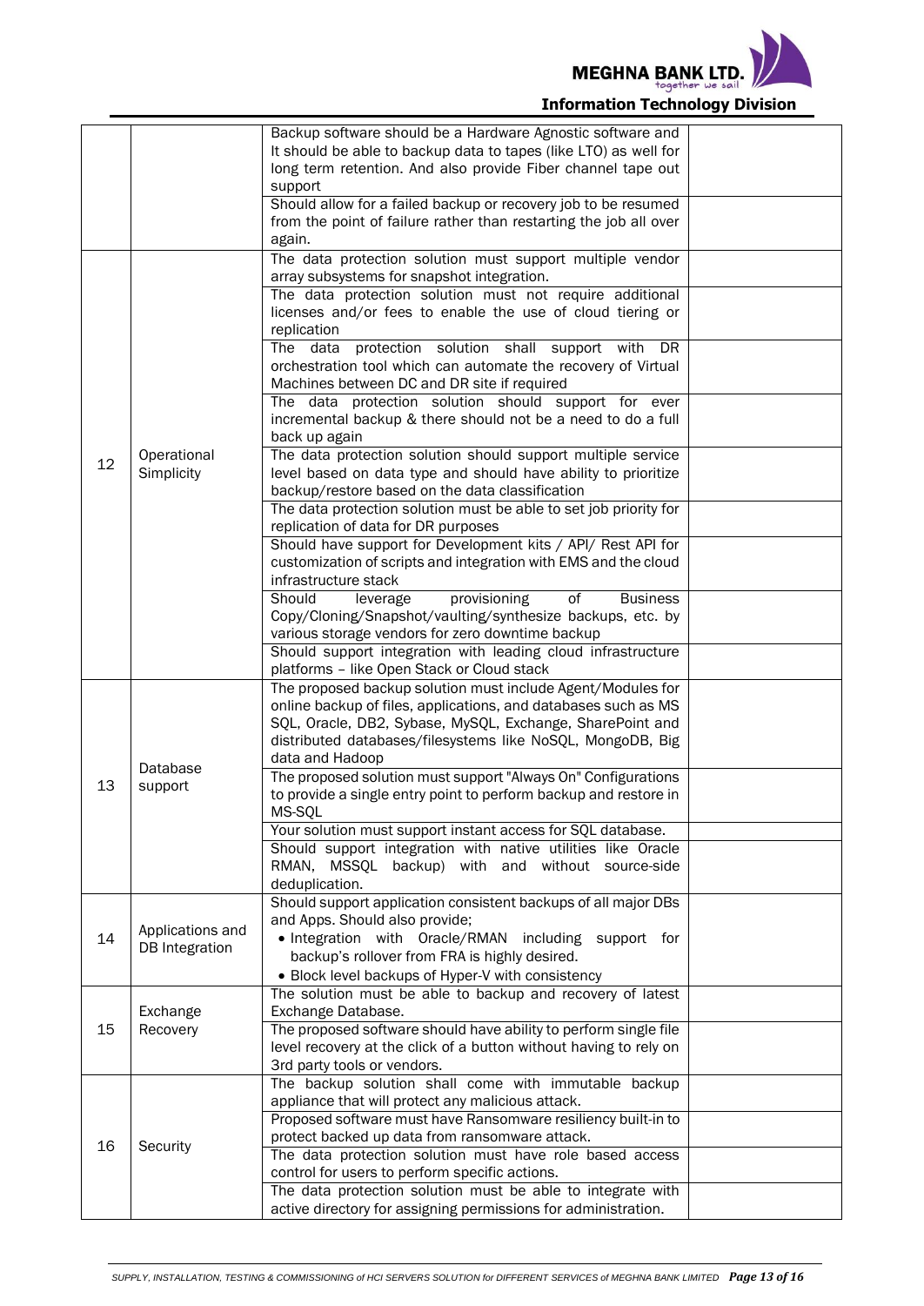| | | | |
|---|---|---|---|
| | | Backup software should be a Hardware Agnostic software and It should be able to backup data to tapes (like LTO) as well for long term retention. And also provide Fiber channel tape out support | |
| | | Should allow for a failed backup or recovery job to be resumed from the point of failure rather than restarting the job all over again. | |
| 12 | Operational Simplicity | The data protection solution must support multiple vendor array subsystems for snapshot integration. | |
| | | The data protection solution must not require additional licenses and/or fees to enable the use of cloud tiering or replication | |
| | | The data protection solution shall support with DR orchestration tool which can automate the recovery of Virtual Machines between DC and DR site if required | |
| | | The data protection solution should support for ever incremental backup & there should not be a need to do a full back up again | |
| | | The data protection solution should support multiple service level based on data type and should have ability to prioritize backup/restore based on the data classification | |
| | | The data protection solution must be able to set job priority for replication of data for DR purposes | |
| | | Should have support for Development kits / API/ Rest API for customization of scripts and integration with EMS and the cloud infrastructure stack | |
| | | Should leverage provisioning of Business Copy/Cloning/Snapshot/vaulting/synthesize backups, etc. by various storage vendors for zero downtime backup | |
| | | Should support integration with leading cloud infrastructure platforms – like Open Stack or Cloud stack | |
| 13 | Database support | The proposed backup solution must include Agent/Modules for online backup of files, applications, and databases such as MS SQL, Oracle, DB2, Sybase, MySQL, Exchange, SharePoint and distributed databases/filesystems like NoSQL, MongoDB, Big data and Hadoop | |
| | | The proposed solution must support "Always On" Configurations to provide a single entry point to perform backup and restore in MS-SQL | |
| | | Your solution must support instant access for SQL database. | |
| | | Should support integration with native utilities like Oracle RMAN, MSSQL backup) with and without source-side deduplication. | |
| 14 | Applications and DB Integration | Should support application consistent backups of all major DBs and Apps. Should also provide;<br>• Integration with Oracle/RMAN including support for backup's rollover from FRA is highly desired.<br>• Block level backups of Hyper-V with consistency | |
| 15 | Exchange Recovery | The solution must be able to backup and recovery of latest Exchange Database. | |
| | | The proposed software should have ability to perform single file level recovery at the click of a button without having to rely on 3rd party tools or vendors. | |
| 16 | Security | The backup solution shall come with immutable backup appliance that will protect any malicious attack. | |
| | | Proposed software must have Ransomware resiliency built-in to protect backed up data from ransomware attack. | |
| | | The data protection solution must have role based access control for users to perform specific actions. | |
| | | The data protection solution must be able to integrate with active directory for assigning permissions for administration. | |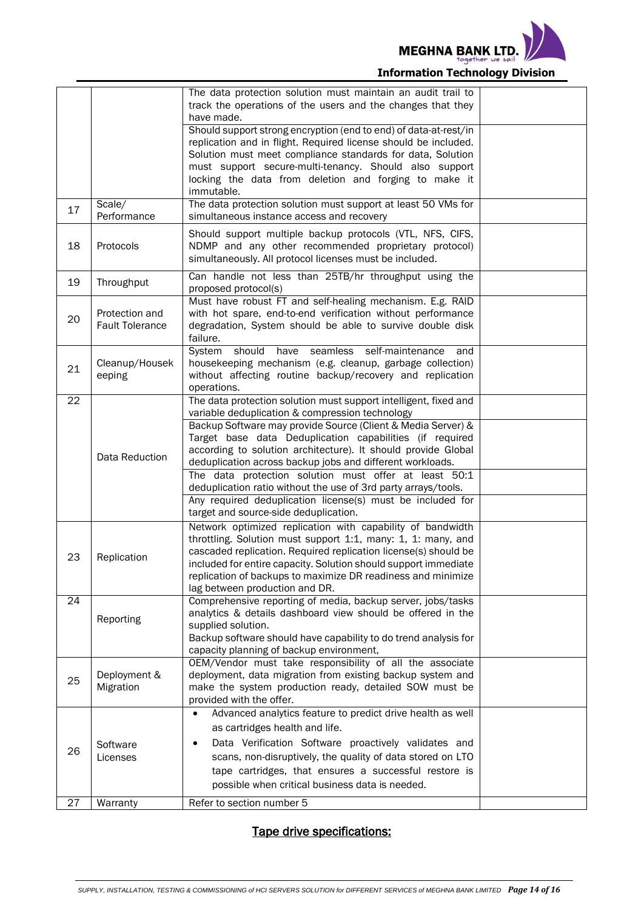| | | | |
|---|---|---|---|
| | | The data protection solution must maintain an audit trail to track the operations of the users and the changes that they have made. | |
| | | Should support strong encryption (end to end) of data-at-rest/in replication and in flight. Required license should be included. Solution must meet compliance standards for data, Solution must support secure-multi-tenancy. Should also support locking the data from deletion and forging to make it immutable. | |
| 17 | Scale/ Performance | The data protection solution must support at least 50 VMs for simultaneous instance access and recovery | |
| 18 | Protocols | Should support multiple backup protocols (VTL, NFS, CIFS, NDMP and any other recommended proprietary protocol) simultaneously. All protocol licenses must be included. | |
| 19 | Throughput | Can handle not less than 25TB/hr throughput using the proposed protocol(s) | |
| 20 | Protection and Fault Tolerance | Must have robust FT and self-healing mechanism. E.g. RAID with hot spare, end-to-end verification without performance degradation, System should be able to survive double disk failure. | |
| 21 | Cleanup/Housekeeping | System should have seamless self-maintenance and housekeeping mechanism (e.g. cleanup, garbage collection) without affecting routine backup/recovery and replication operations. | |
| 22 | Data Reduction | The data protection solution must support intelligent, fixed and variable deduplication & compression technology | |
| | | Backup Software may provide Source (Client & Media Server) & Target base data Deduplication capabilities (if required according to solution architecture). It should provide Global deduplication across backup jobs and different workloads. | |
| | | The data protection solution must offer at least 50:1 deduplication ratio without the use of 3rd party arrays/tools. | |
| | | Any required deduplication license(s) must be included for target and source-side deduplication. | |
| 23 | Replication | Network optimized replication with capability of bandwidth throttling. Solution must support 1:1, many: 1, 1: many, and cascaded replication. Required replication license(s) should be included for entire capacity. Solution should support immediate replication of backups to maximize DR readiness and minimize lag between production and DR. | |
| 24 | Reporting | Comprehensive reporting of media, backup server, jobs/tasks analytics & details dashboard view should be offered in the supplied solution.<br>Backup software should have capability to do trend analysis for capacity planning of backup environment, | |
| 25 | Deployment & Migration | OEM/Vendor must take responsibility of all the associate deployment, data migration from existing backup system and make the system production ready, detailed SOW must be provided with the offer. | |
| 26 | Software Licenses | • Advanced analytics feature to predict drive health as well as cartridges health and life.<br>• Data Verification Software proactively validates and scans, non-disruptively, the quality of data stored on LTO tape cartridges, that ensures a successful restore is possible when critical business data is needed. | |
| 27 | Warranty | Refer to section number 5 | |

## <u>Tape drive specifications:</u>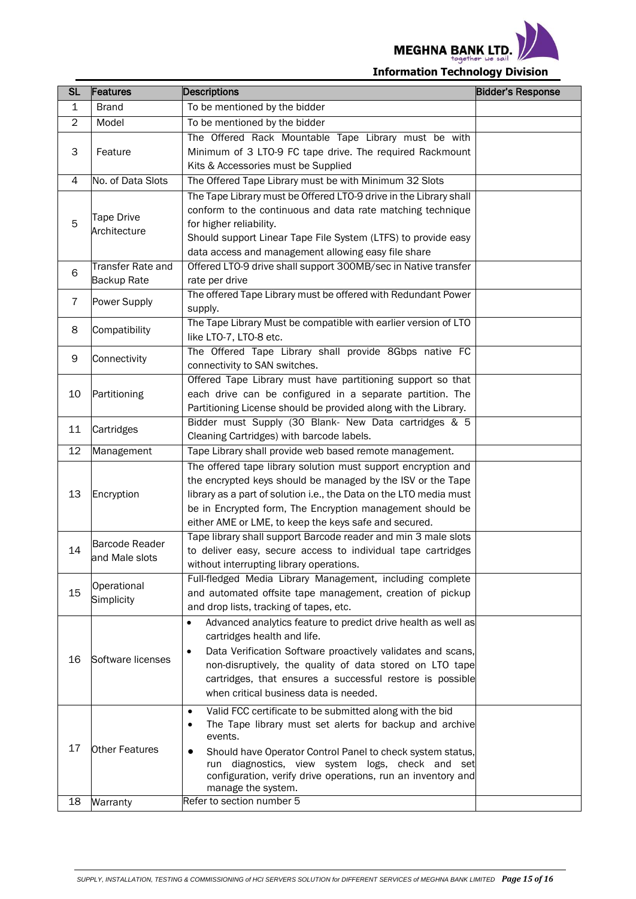| SL | Features | Descriptions | Bidder's Response |
|---|---|---|---|
| 1 | Brand | To be mentioned by the bidder | |
| 2 | Model | To be mentioned by the bidder | |
| 3 | Feature | The Offered Rack Mountable Tape Library must be with Minimum of 3 LTO-9 FC tape drive. The required Rackmount Kits & Accessories must be Supplied | |
| 4 | No. of Data Slots | The Offered Tape Library must be with Minimum 32 Slots | |
| 5 | Tape Drive Architecture | The Tape Library must be Offered LTO-9 drive in the Library shall conform to the continuous and data rate matching technique for higher reliability. Should support Linear Tape File System (LTFS) to provide easy data access and management allowing easy file share | |
| 6 | Transfer Rate and Backup Rate | Offered LTO-9 drive shall support 300MB/sec in Native transfer rate per drive | |
| 7 | Power Supply | The offered Tape Library must be offered with Redundant Power supply. | |
| 8 | Compatibility | The Tape Library Must be compatible with earlier version of LTO like LTO-7, LTO-8 etc. | |
| 9 | Connectivity | The Offered Tape Library shall provide 8Gbps native FC connectivity to SAN switches. | |
| 10 | Partitioning | Offered Tape Library must have partitioning support so that each drive can be configured in a separate partition. The Partitioning License should be provided along with the Library. | |
| 11 | Cartridges | Bidder must Supply (30 Blank- New Data cartridges & 5 Cleaning Cartridges) with barcode labels. | |
| 12 | Management | Tape Library shall provide web based remote management. | |
| 13 | Encryption | The offered tape library solution must support encryption and the encrypted keys should be managed by the ISV or the Tape library as a part of solution i.e., the Data on the LTO media must be in Encrypted form, The Encryption management should be either AME or LME, to keep the keys safe and secured. | |
| 14 | Barcode Reader and Male slots | Tape library shall support Barcode reader and min 3 male slots to deliver easy, secure access to individual tape cartridges without interrupting library operations. | |
| 15 | Operational Simplicity | Full-fledged Media Library Management, including complete and automated offsite tape management, creation of pickup and drop lists, tracking of tapes, etc. | |
| 16 | Software licenses | • Advanced analytics feature to predict drive health as well as cartridges health and life.<br>• Data Verification Software proactively validates and scans, non-disruptively, the quality of data stored on LTO tape cartridges, that ensures a successful restore is possible when critical business data is needed. | |
| 17 | Other Features | • Valid FCC certificate to be submitted along with the bid<br>• The Tape library must set alerts for backup and archive events.<br>• Should have Operator Control Panel to check system status, run diagnostics, view system logs, check and set configuration, verify drive operations, run an inventory and manage the system. | |
| 18 | Warranty | Refer to section number 5 | |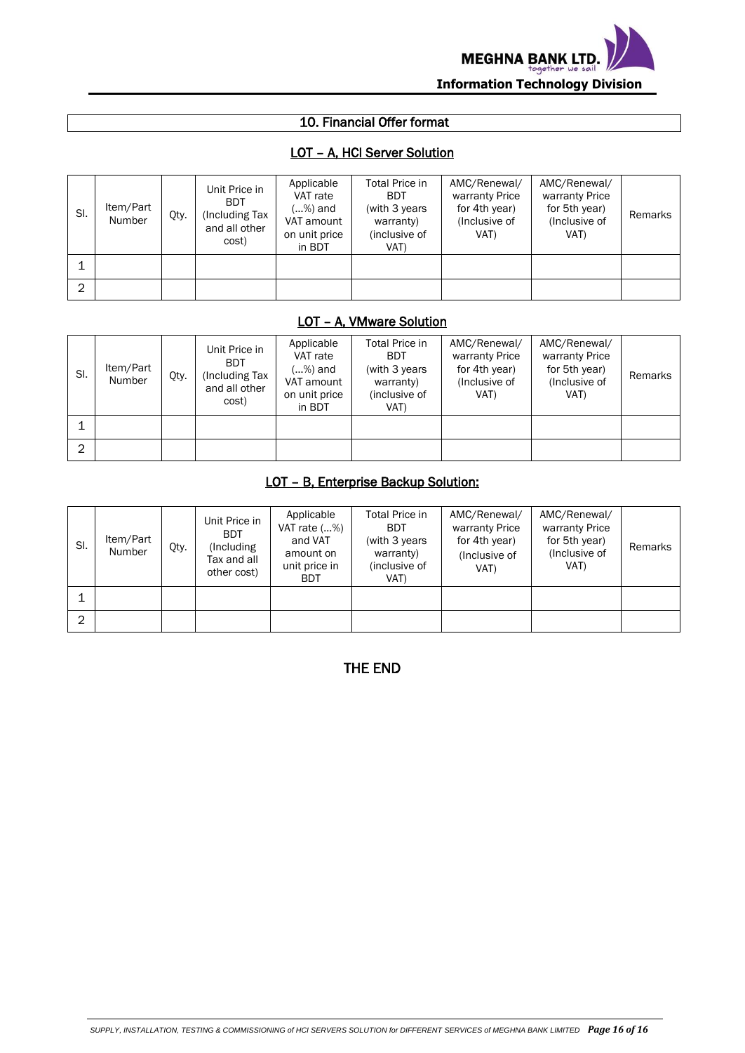## 10. Financial Offer format

### LOT – A, HCI Server Solution

| Sl. | Item/Part Number | Qty. | Unit Price in BDT (Including Tax and all other cost) | Applicable VAT rate (...%) and VAT amount on unit price in BDT | Total Price in BDT (with 3 years warranty) (inclusive of VAT) | AMC/Renewal/ warranty Price for 4th year) (Inclusive of VAT) | AMC/Renewal/ warranty Price for 5th year) (Inclusive of VAT) | Remarks |
|---|---|---|---|---|---|---|---|---|
| 1 | | | | | | | | |
| 2 | | | | | | | | |

### LOT – A, VMware Solution

| Sl. | Item/Part Number | Qty. | Unit Price in BDT (Including Tax and all other cost) | Applicable VAT rate (...%) and VAT amount on unit price in BDT | Total Price in BDT (with 3 years warranty) (inclusive of VAT) | AMC/Renewal/ warranty Price for 4th year) (Inclusive of VAT) | AMC/Renewal/ warranty Price for 5th year) (Inclusive of VAT) | Remarks |
|---|---|---|---|---|---|---|---|---|
| 1 | | | | | | | | |
| 2 | | | | | | | | |

### LOT – B, Enterprise Backup Solution:

| Sl. | Item/Part Number | Qty. | Unit Price in BDT (Including Tax and all other cost) | Applicable VAT rate (...%) and VAT amount on unit price in BDT | Total Price in BDT (with 3 years warranty) (inclusive of VAT) | AMC/Renewal/ warranty Price for 4th year) (Inclusive of VAT) | AMC/Renewal/ warranty Price for 5th year) (Inclusive of VAT) | Remarks |
|---|---|---|---|---|---|---|---|---|
| 1 | | | | | | | | |
| 2 | | | | | | | | |

THE END